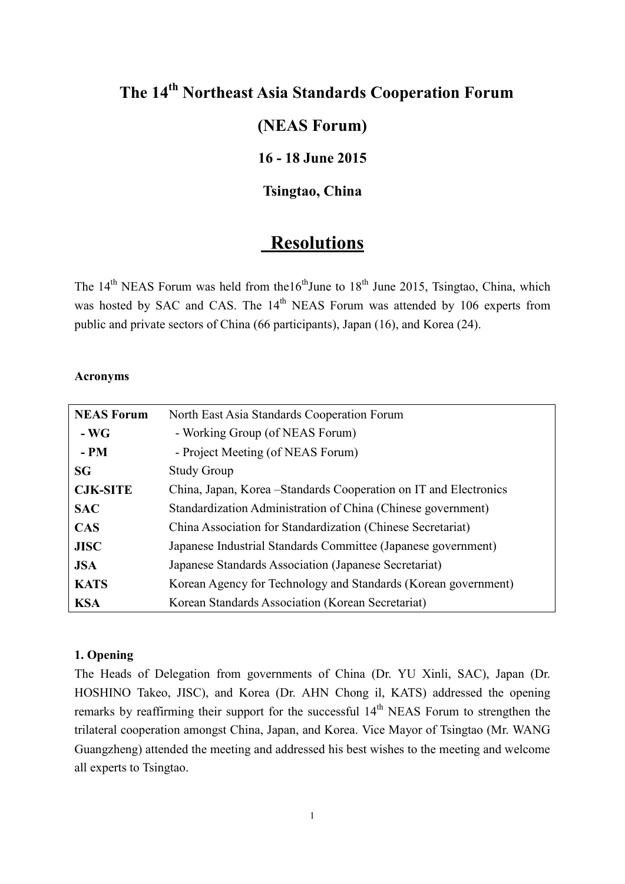# The 14th Northeast Asia Standards Cooperation Forum

# (NEAS Forum)

### 16 - 18 June 2015

### Tsingtao, China

## Resolutions

The 14th NEAS Forum was held from the16thJune to 18th June 2015, Tsingtao, China, which was hosted by SAC and CAS. The 14th NEAS Forum was attended by 106 experts from public and private sectors of China (66 participants), Japan (16), and Korea (24).

**Acronyms**

| | |
|---|---|
| **NEAS Forum** | North East Asia Standards Cooperation Forum |
| **- WG** | - Working Group (of NEAS Forum) |
| **- PM** | - Project Meeting (of NEAS Forum) |
| **SG** | Study Group |
| **CJK-SITE** | China, Japan, Korea –Standards Cooperation on IT and Electronics |
| **SAC** | Standardization Administration of China (Chinese government) |
| **CAS** | China Association for Standardization (Chinese Secretariat) |
| **JISC** | Japanese Industrial Standards Committee (Japanese government) |
| **JSA** | Japanese Standards Association (Japanese Secretariat) |
| **KATS** | Korean Agency for Technology and Standards (Korean government) |
| **KSA** | Korean Standards Association (Korean Secretariat) |

**1. Opening**

The Heads of Delegation from governments of China (Dr. YU Xinli, SAC), Japan (Dr. HOSHINO Takeo, JISC), and Korea (Dr. AHN Chong il, KATS) addressed the opening remarks by reaffirming their support for the successful 14th NEAS Forum to strengthen the trilateral cooperation amongst China, Japan, and Korea. Vice Mayor of Tsingtao (Mr. WANG Guangzheng) attended the meeting and addressed his best wishes to the meeting and welcome all experts to Tsingtao.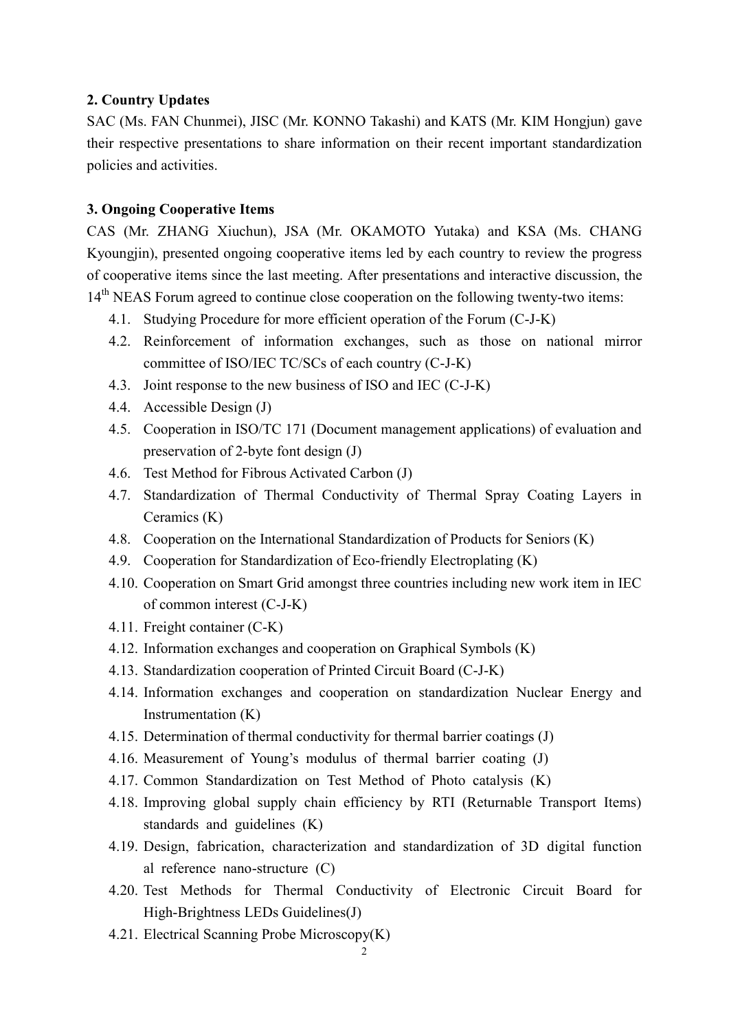## 2. Country Updates

SAC (Ms. FAN Chunmei), JISC (Mr. KONNO Takashi) and KATS (Mr. KIM Hongjun) gave their respective presentations to share information on their recent important standardization policies and activities.

## 3. Ongoing Cooperative Items

CAS (Mr. ZHANG Xiuchun), JSA (Mr. OKAMOTO Yutaka) and KSA (Ms. CHANG Kyoungjin), presented ongoing cooperative items led by each country to review the progress of cooperative items since the last meeting. After presentations and interactive discussion, the 14th NEAS Forum agreed to continue close cooperation on the following twenty-two items:

- 4.1. Studying Procedure for more efficient operation of the Forum (C-J-K)
- 4.2. Reinforcement of information exchanges, such as those on national mirror committee of ISO/IEC TC/SCs of each country (C-J-K)
- 4.3. Joint response to the new business of ISO and IEC (C-J-K)
- 4.4. Accessible Design (J)
- 4.5. Cooperation in ISO/TC 171 (Document management applications) of evaluation and preservation of 2-byte font design (J)
- 4.6. Test Method for Fibrous Activated Carbon (J)
- 4.7. Standardization of Thermal Conductivity of Thermal Spray Coating Layers in Ceramics (K)
- 4.8. Cooperation on the International Standardization of Products for Seniors (K)
- 4.9. Cooperation for Standardization of Eco-friendly Electroplating (K)
- 4.10. Cooperation on Smart Grid amongst three countries including new work item in IEC of common interest (C-J-K)
- 4.11. Freight container (C-K)
- 4.12. Information exchanges and cooperation on Graphical Symbols (K)
- 4.13. Standardization cooperation of Printed Circuit Board (C-J-K)
- 4.14. Information exchanges and cooperation on standardization Nuclear Energy and Instrumentation (K)
- 4.15. Determination of thermal conductivity for thermal barrier coatings (J)
- 4.16. Measurement of Young's modulus of thermal barrier coating (J)
- 4.17. Common Standardization on Test Method of Photo catalysis (K)
- 4.18. Improving global supply chain efficiency by RTI (Returnable Transport Items) standards and guidelines (K)
- 4.19. Design, fabrication, characterization and standardization of 3D digital function al reference nano-structure (C)
- 4.20. Test Methods for Thermal Conductivity of Electronic Circuit Board for High-Brightness LEDs Guidelines(J)
- 4.21. Electrical Scanning Probe Microscopy(K)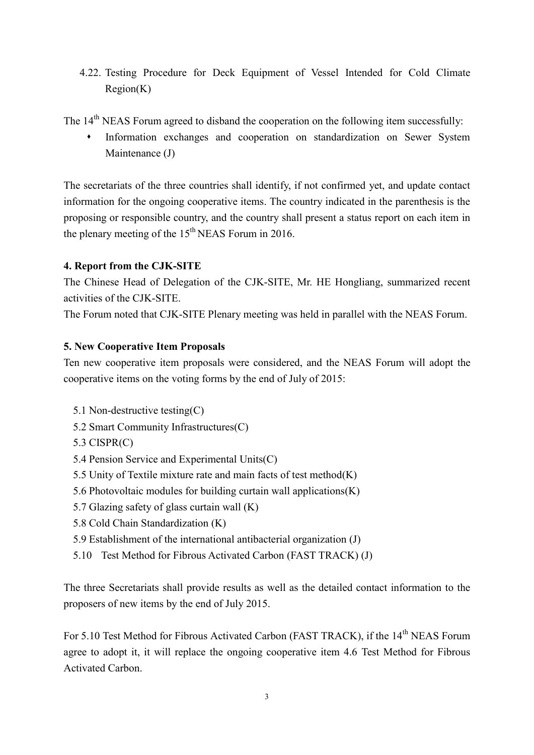4.22. Testing Procedure for Deck Equipment of Vessel Intended for Cold Climate Region(K)

The 14th NEAS Forum agreed to disband the cooperation on the following item successfully:

- Information exchanges and cooperation on standardization on Sewer System Maintenance (J)

The secretariats of the three countries shall identify, if not confirmed yet, and update contact information for the ongoing cooperative items. The country indicated in the parenthesis is the proposing or responsible country, and the country shall present a status report on each item in the plenary meeting of the 15th NEAS Forum in 2016.

**4. Report from the CJK-SITE**

The Chinese Head of Delegation of the CJK-SITE, Mr. HE Hongliang, summarized recent activities of the CJK-SITE.

The Forum noted that CJK-SITE Plenary meeting was held in parallel with the NEAS Forum.

**5. New Cooperative Item Proposals**

Ten new cooperative item proposals were considered, and the NEAS Forum will adopt the cooperative items on the voting forms by the end of July of 2015:

5.1 Non-destructive testing(C)
5.2 Smart Community Infrastructures(C)
5.3 CISPR(C)
5.4 Pension Service and Experimental Units(C)
5.5 Unity of Textile mixture rate and main facts of test method(K)
5.6 Photovoltaic modules for building curtain wall applications(K)
5.7 Glazing safety of glass curtain wall (K)
5.8 Cold Chain Standardization (K)
5.9 Establishment of the international antibacterial organization (J)
5.10 Test Method for Fibrous Activated Carbon (FAST TRACK) (J)

The three Secretariats shall provide results as well as the detailed contact information to the proposers of new items by the end of July 2015.

For 5.10 Test Method for Fibrous Activated Carbon (FAST TRACK), if the 14th NEAS Forum agree to adopt it, it will replace the ongoing cooperative item 4.6 Test Method for Fibrous Activated Carbon.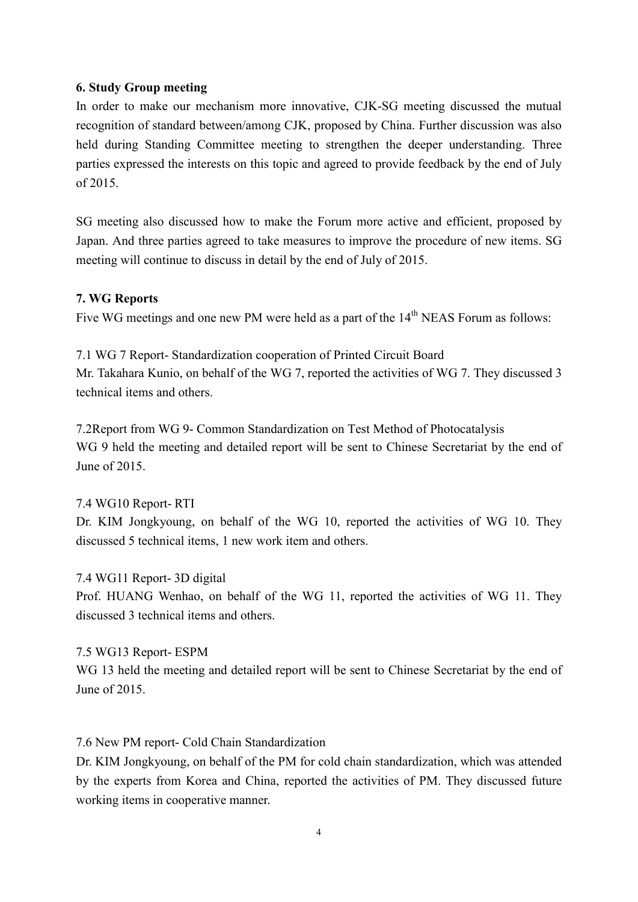**6. Study Group meeting**

In order to make our mechanism more innovative, CJK-SG meeting discussed the mutual recognition of standard between/among CJK, proposed by China. Further discussion was also held during Standing Committee meeting to strengthen the deeper understanding. Three parties expressed the interests on this topic and agreed to provide feedback by the end of July of 2015.

SG meeting also discussed how to make the Forum more active and efficient, proposed by Japan. And three parties agreed to take measures to improve the procedure of new items. SG meeting will continue to discuss in detail by the end of July of 2015.

**7. WG Reports**

Five WG meetings and one new PM were held as a part of the 14th NEAS Forum as follows:

7.1 WG 7 Report- Standardization cooperation of Printed Circuit Board

Mr. Takahara Kunio, on behalf of the WG 7, reported the activities of WG 7. They discussed 3 technical items and others.

7.2Report from WG 9- Common Standardization on Test Method of Photocatalysis

WG 9 held the meeting and detailed report will be sent to Chinese Secretariat by the end of June of 2015.

7.4 WG10 Report- RTI

Dr. KIM Jongkyoung, on behalf of the WG 10, reported the activities of WG 10. They discussed 5 technical items, 1 new work item and others.

7.4 WG11 Report- 3D digital

Prof. HUANG Wenhao, on behalf of the WG 11, reported the activities of WG 11. They discussed 3 technical items and others.

7.5 WG13 Report- ESPM

WG 13 held the meeting and detailed report will be sent to Chinese Secretariat by the end of June of 2015.

7.6 New PM report- Cold Chain Standardization

Dr. KIM Jongkyoung, on behalf of the PM for cold chain standardization, which was attended by the experts from Korea and China, reported the activities of PM. They discussed future working items in cooperative manner.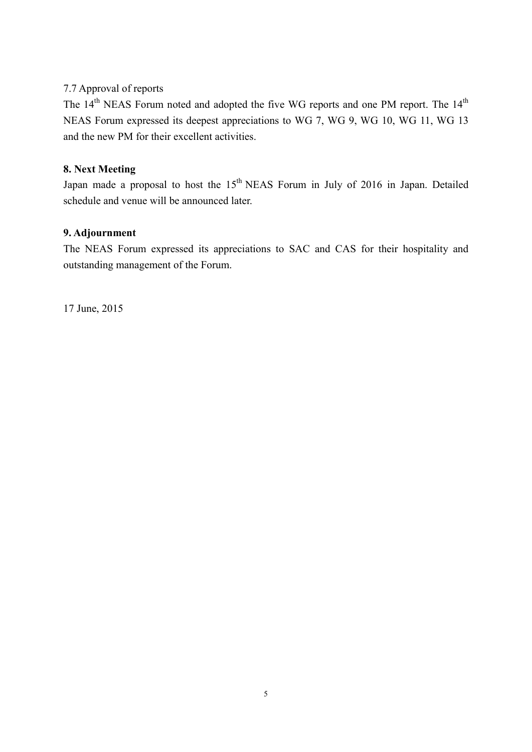7.7 Approval of reports

The 14th NEAS Forum noted and adopted the five WG reports and one PM report. The 14th NEAS Forum expressed its deepest appreciations to WG 7, WG 9, WG 10, WG 11, WG 13 and the new PM for their excellent activities.

## 8. Next Meeting

Japan made a proposal to host the 15th NEAS Forum in July of 2016 in Japan. Detailed schedule and venue will be announced later.

## 9. Adjournment

The NEAS Forum expressed its appreciations to SAC and CAS for their hospitality and outstanding management of the Forum.

17 June, 2015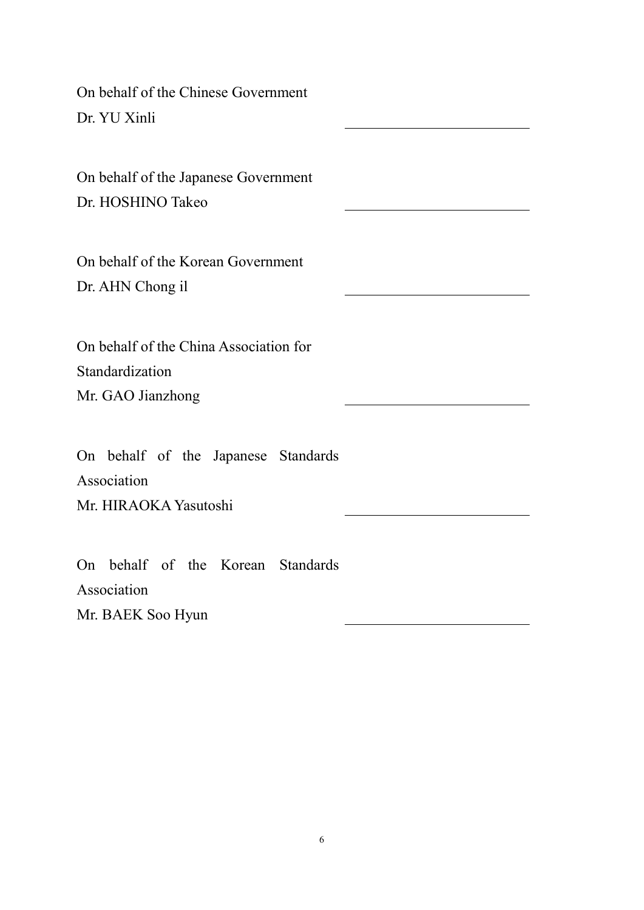On behalf of the Chinese Government
Dr. YU Xinli ________________________

On behalf of the Japanese Government
Dr. HOSHINO Takeo ________________________

On behalf of the Korean Government
Dr. AHN Chong il ________________________

On behalf of the China Association for Standardization
Mr. GAO Jianzhong ________________________

On behalf of the Japanese Standards Association
Mr. HIRAOKA Yasutoshi ________________________

On behalf of the Korean Standards Association
Mr. BAEK Soo Hyun ________________________